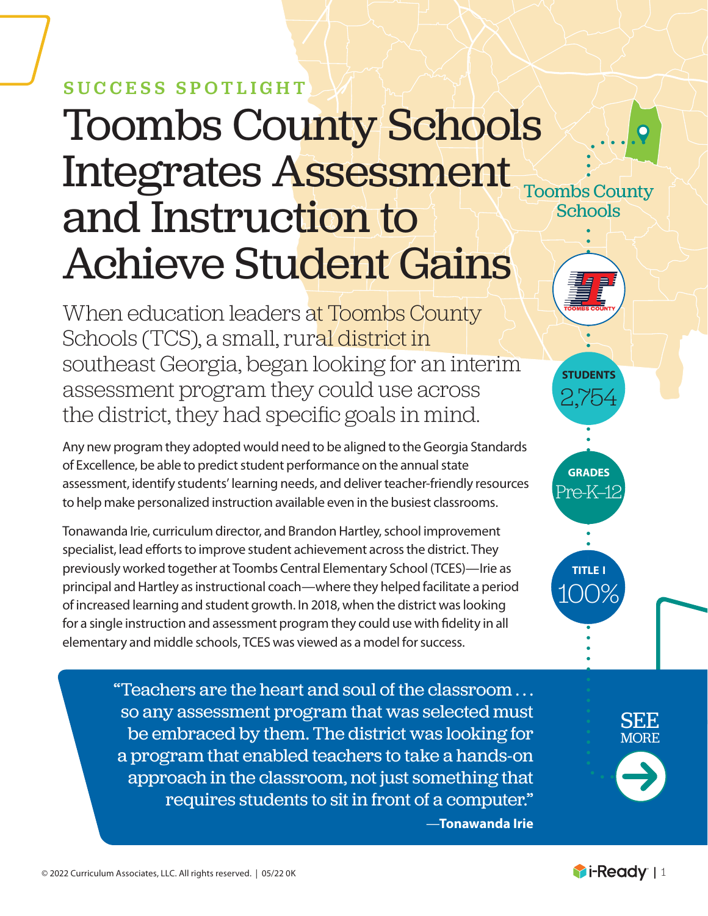SUCCESS SPOTLIGHT

# Toombs County Schools Integrates Assessment and Instruction to Achieve Student Gains

Toombs County Schools

STUDENTS 2,754

GRADES Pre-K–12

TITLE I 100%

When education leaders at Toombs County Schools (TCS), a small, rural district in southeast Georgia, began looking for an interim assessment program they could use across the district, they had specific goals in mind.

Any new program they adopted would need to be aligned to the Georgia Standards of Excellence, be able to predict student performance on the annual state assessment, identify students' learning needs, and deliver teacher-friendly resources to help make personalized instruction available even in the busiest classrooms.

Tonawanda Irie, curriculum director, and Brandon Hartley, school improvement specialist, lead efforts to improve student achievement across the district. They previously worked together at Toombs Central Elementary School (TCES)—Irie as principal and Hartley as instructional coach—where they helped facilitate a period of increased learning and student growth. In 2018, when the district was looking for a single instruction and assessment program they could use with fidelity in all elementary and middle schools, TCES was viewed as a model for success.

> "Teachers are the heart and soul of the classroom . . . so any assessment program that was selected must be embraced by them. The district was looking for a program that enabled teachers to take a hands-on approach in the classroom, not just something that requires students to sit in front of a computer."
>
> —**Tonawanda Irie**

SEE MORE

© 2022 Curriculum Associates, LLC. All rights reserved. | 05/22 0K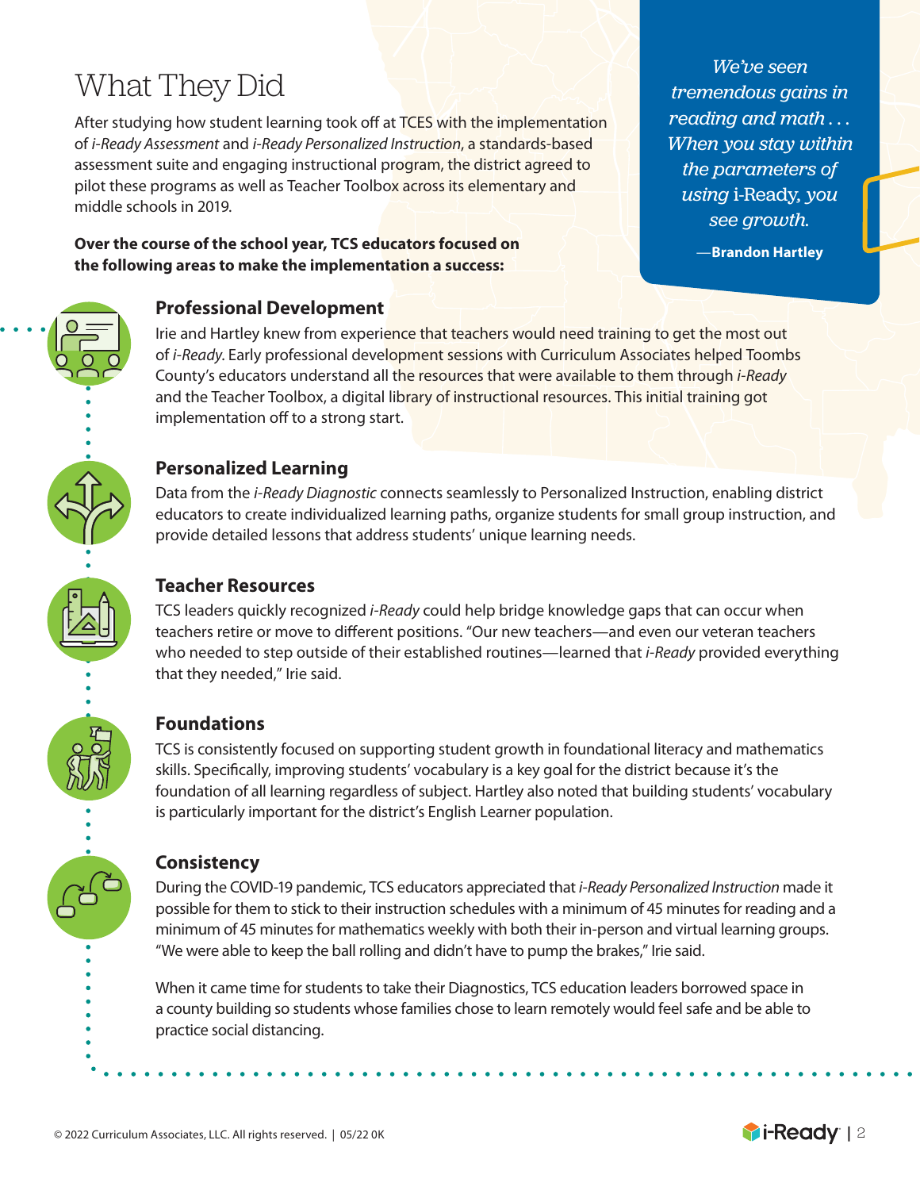# What They Did

After studying how student learning took off at TCES with the implementation of *i-Ready Assessment* and *i-Ready Personalized Instruction*, a standards-based assessment suite and engaging instructional program, the district agreed to pilot these programs as well as Teacher Toolbox across its elementary and middle schools in 2019.

> *We've seen tremendous gains in reading and math . . . When you stay within the parameters of using* i-Ready, *you see growth.*
>
> —**Brandon Hartley**

**Over the course of the school year, TCS educators focused on the following areas to make the implementation a success:**

### Professional Development

Irie and Hartley knew from experience that teachers would need training to get the most out of *i-Ready*. Early professional development sessions with Curriculum Associates helped Toombs County's educators understand all the resources that were available to them through *i-Ready* and the Teacher Toolbox, a digital library of instructional resources. This initial training got implementation off to a strong start.

### Personalized Learning

Data from the *i-Ready Diagnostic* connects seamlessly to Personalized Instruction, enabling district educators to create individualized learning paths, organize students for small group instruction, and provide detailed lessons that address students' unique learning needs.

### Teacher Resources

TCS leaders quickly recognized *i-Ready* could help bridge knowledge gaps that can occur when teachers retire or move to different positions. "Our new teachers—and even our veteran teachers who needed to step outside of their established routines—learned that *i-Ready* provided everything that they needed," Irie said.

### Foundations

TCS is consistently focused on supporting student growth in foundational literacy and mathematics skills. Specifically, improving students' vocabulary is a key goal for the district because it's the foundation of all learning regardless of subject. Hartley also noted that building students' vocabulary is particularly important for the district's English Learner population.

### Consistency

During the COVID-19 pandemic, TCS educators appreciated that *i-Ready Personalized Instruction* made it possible for them to stick to their instruction schedules with a minimum of 45 minutes for reading and a minimum of 45 minutes for mathematics weekly with both their in-person and virtual learning groups. "We were able to keep the ball rolling and didn't have to pump the brakes," Irie said.

When it came time for students to take their Diagnostics, TCS education leaders borrowed space in a county building so students whose families chose to learn remotely would feel safe and be able to practice social distancing.

© 2022 Curriculum Associates, LLC. All rights reserved. | 05/22 0K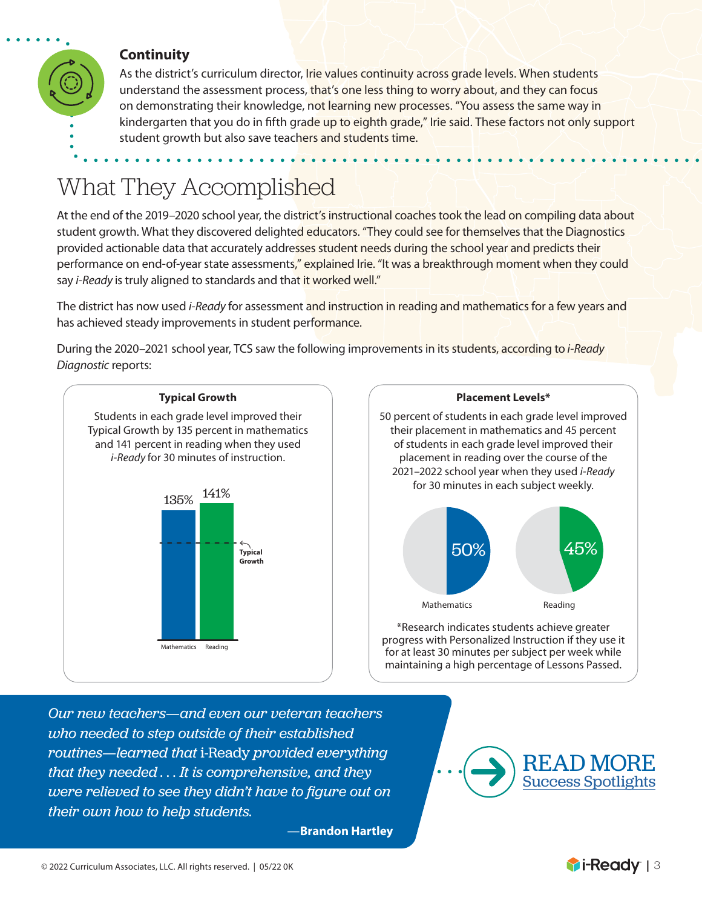### Continuity

As the district's curriculum director, Irie values continuity across grade levels. When students understand the assessment process, that's one less thing to worry about, and they can focus on demonstrating their knowledge, not learning new processes. "You assess the same way in kindergarten that you do in fifth grade up to eighth grade," Irie said. These factors not only support student growth but also save teachers and students time.

# What They Accomplished

At the end of the 2019–2020 school year, the district's instructional coaches took the lead on compiling data about student growth. What they discovered delighted educators. "They could see for themselves that the Diagnostics provided actionable data that accurately addresses student needs during the school year and predicts their performance on end-of-year state assessments," explained Irie. "It was a breakthrough moment when they could say *i-Ready* is truly aligned to standards and that it worked well."

The district has now used *i-Ready* for assessment and instruction in reading and mathematics for a few years and has achieved steady improvements in student performance.

During the 2020–2021 school year, TCS saw the following improvements in its students, according to *i-Ready Diagnostic* reports:

**Typical Growth**

Students in each grade level improved their Typical Growth by 135 percent in mathematics and 141 percent in reading when they used *i-Ready* for 30 minutes of instruction.

135%
141%
Typical Growth
Mathematics
Reading

**Placement Levels***

50 percent of students in each grade level improved their placement in mathematics and 45 percent of students in each grade level improved their placement in reading over the course of the 2021–2022 school year when they used *i-Ready* for 30 minutes in each subject weekly.

50%
Mathematics
45%
Reading

*Research indicates students achieve greater progress with Personalized Instruction if they use it for at least 30 minutes per subject per week while maintaining a high percentage of Lessons Passed.

> *Our new teachers—and even our veteran teachers who needed to step outside of their established routines—learned that* i-Ready *provided everything that they needed . . . It is comprehensive, and they were relieved to see they didn't have to figure out on their own how to help students.*
>
> —**Brandon Hartley**

READ MORE
Success Spotlights

© 2022 Curriculum Associates, LLC. All rights reserved. | 05/22 0K